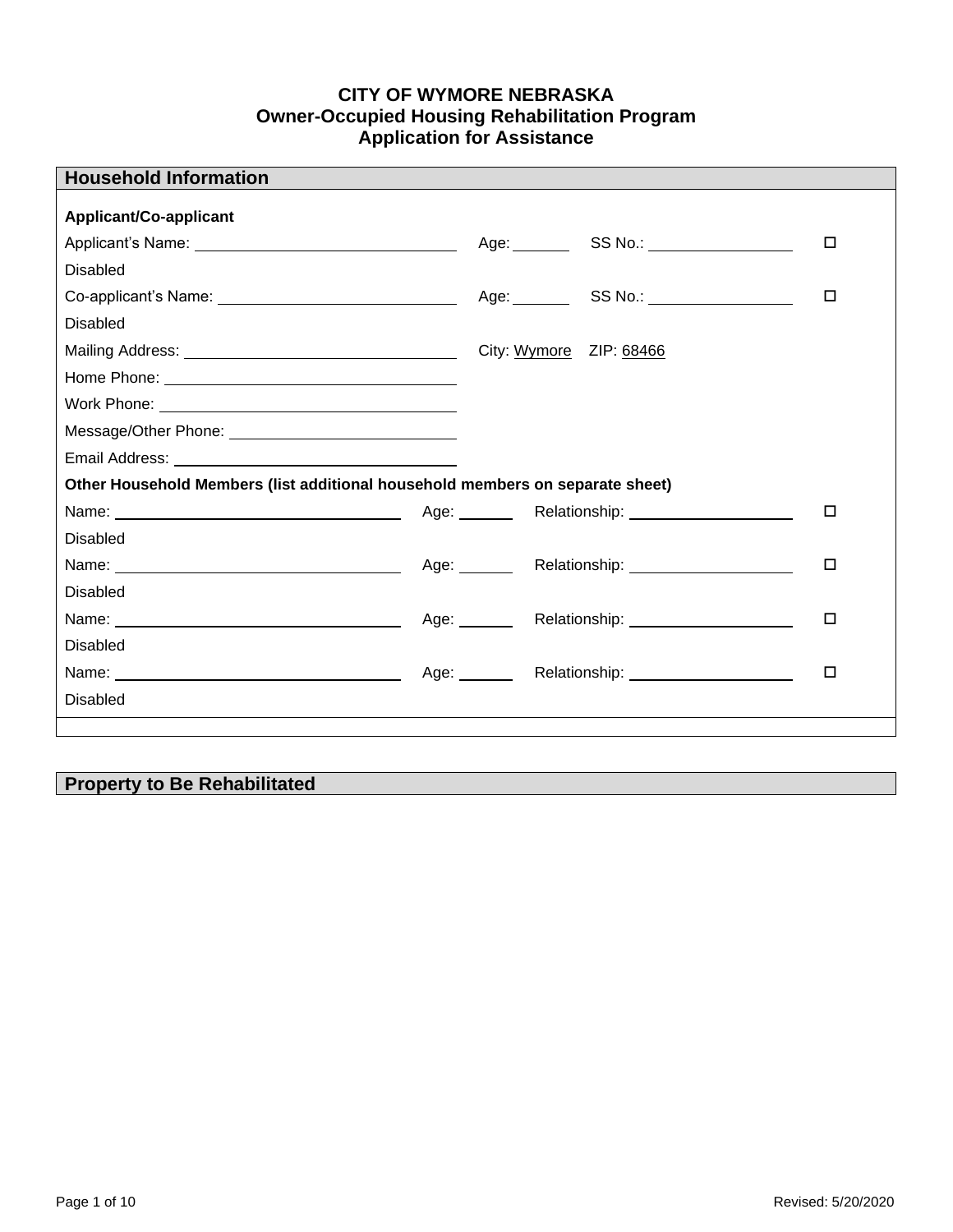**CITY OF WYMORE NEBRASKA**
**Owner-Occupied Housing Rehabilitation Program**
**Application for Assistance**

## Household Information

**Applicant/Co-applicant**

Applicant's Name: ______________________________ Age: ______ SS No.: ________________ ☐ Disabled

Co-applicant's Name: ______________________________ Age: ______ SS No.: ________________ ☐ Disabled

Mailing Address: ______________________________ City: Wymore ZIP: 68466

Home Phone: ______________________________

Work Phone: ______________________________

Message/Other Phone: ______________________________

Email Address: ______________________________

**Other Household Members (list additional household members on separate sheet)**

Name: ______________________________ Age: ______ Relationship: ________________ ☐ Disabled

Name: ______________________________ Age: ______ Relationship: ________________ ☐ Disabled

Name: ______________________________ Age: ______ Relationship: ________________ ☐ Disabled

Name: ______________________________ Age: ______ Relationship: ________________ ☐ Disabled

## Property to Be Rehabilitated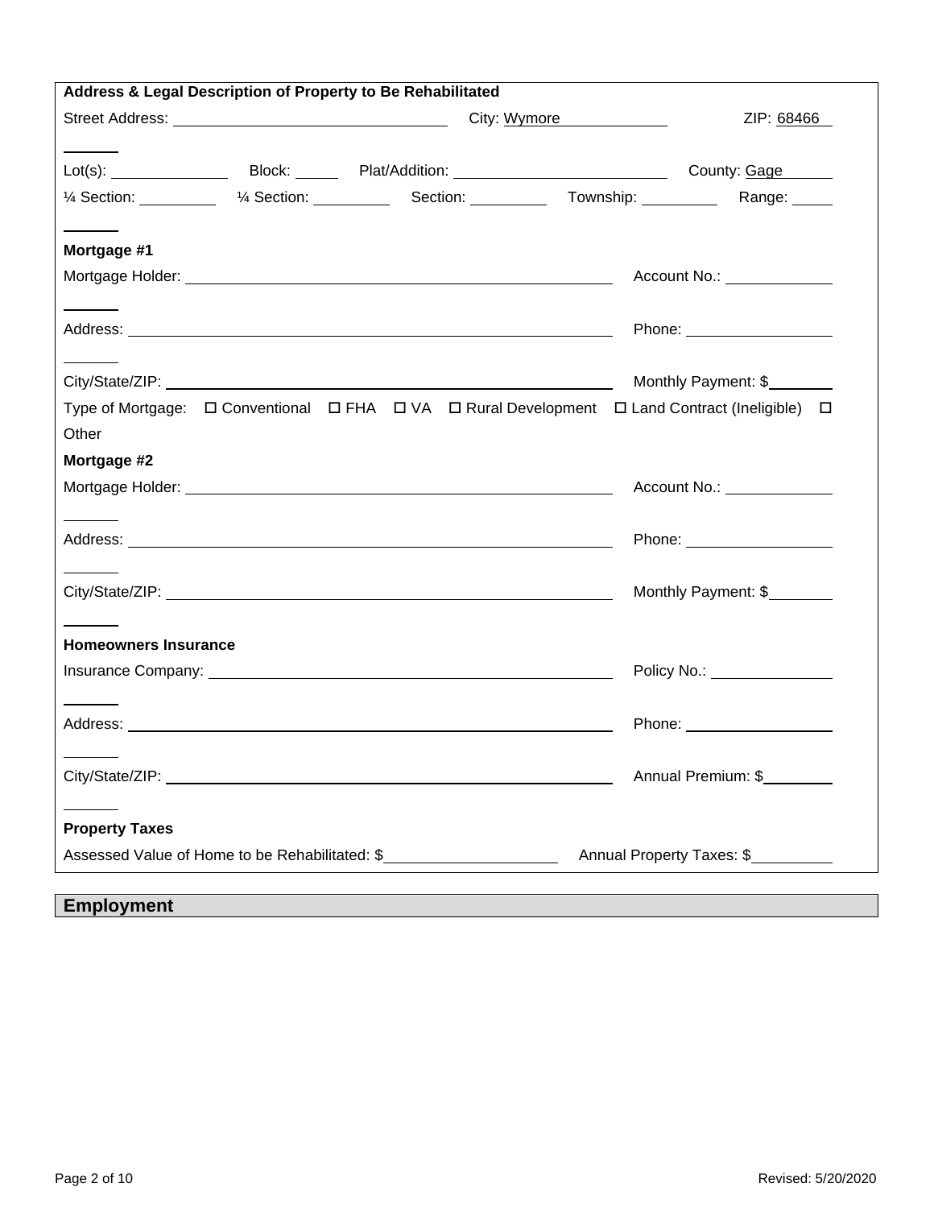**Address & Legal Description of Property to Be Rehabilitated**

Street Address: ______________________ City: Wymore ______________ ZIP: 68466

Lot(s): ______________ Block: ______ Plat/Addition: ______________________ County: Gage

¼ Section: __________ ¼ Section: __________ Section: __________ Township: __________ Range: ______

**Mortgage #1**

Mortgage Holder: ______________________________________ Account No.: ______________

Address: ______________________________________ Phone: ______________

City/State/ZIP: ______________________________________ Monthly Payment: $________

Type of Mortgage: ☐ Conventional ☐ FHA ☐ VA ☐ Rural Development ☐ Land Contract (Ineligible) ☐ Other

**Mortgage #2**

Mortgage Holder: ______________________________________ Account No.: ______________

Address: ______________________________________ Phone: ______________

City/State/ZIP: ______________________________________ Monthly Payment: $________

**Homeowners Insurance**

Insurance Company: ______________________________________ Policy No.: ______________

Address: ______________________________________ Phone: ______________

City/State/ZIP: ______________________________________ Annual Premium: $________

**Property Taxes**

Assessed Value of Home to be Rehabilitated: $____________________ Annual Property Taxes: $__________

## Employment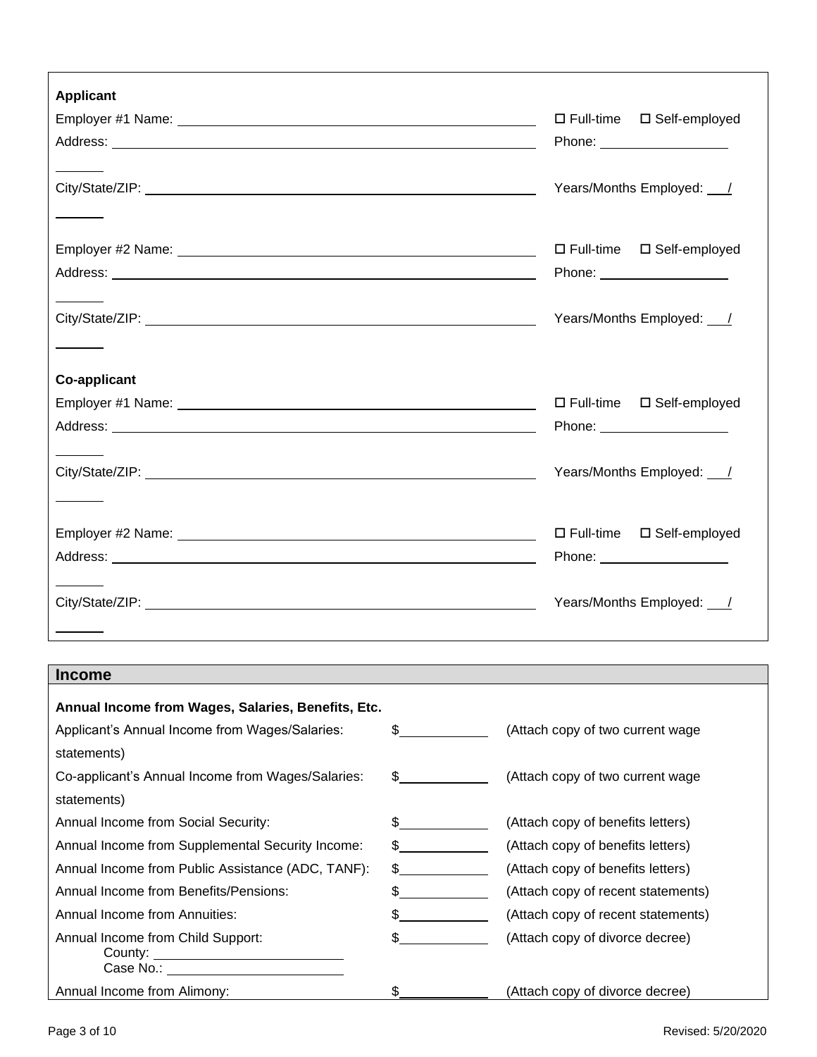**Applicant**

Employer #1 Name: ______________________________ ☐ Full-time ☐ Self-employed

Address: ______________________________ Phone: ______________

City/State/ZIP: ______________________________ Years/Months Employed: ___/___

Employer #2 Name: ______________________________ ☐ Full-time ☐ Self-employed

Address: ______________________________ Phone: ______________

City/State/ZIP: ______________________________ Years/Months Employed: ___/___

**Co-applicant**

Employer #1 Name: ______________________________ ☐ Full-time ☐ Self-employed

Address: ______________________________ Phone: ______________

City/State/ZIP: ______________________________ Years/Months Employed: ___/___

Employer #2 Name: ______________________________ ☐ Full-time ☐ Self-employed

Address: ______________________________ Phone: ______________

City/State/ZIP: ______________________________ Years/Months Employed: ___/___

## Income

**Annual Income from Wages, Salaries, Benefits, Etc.**

| | | |
|---|---|---|
| Applicant's Annual Income from Wages/Salaries: | $__________ | (Attach copy of two current wage statements) |
| Co-applicant's Annual Income from Wages/Salaries: | $__________ | (Attach copy of two current wage statements) |
| Annual Income from Social Security: | $__________ | (Attach copy of benefits letters) |
| Annual Income from Supplemental Security Income: | $__________ | (Attach copy of benefits letters) |
| Annual Income from Public Assistance (ADC, TANF): | $__________ | (Attach copy of benefits letters) |
| Annual Income from Benefits/Pensions: | $__________ | (Attach copy of recent statements) |
| Annual Income from Annuities: | $__________ | (Attach copy of recent statements) |
| Annual Income from Child Support: County: ______________ Case No.: ______________ | $__________ | (Attach copy of divorce decree) |
| Annual Income from Alimony: | $__________ | (Attach copy of divorce decree) |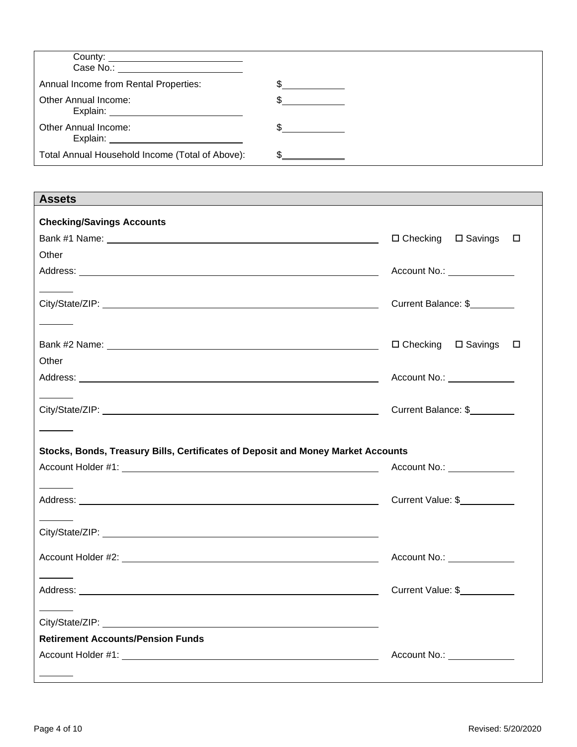County: ______________________
Case No.: ______________________

Annual Income from Rental Properties: $__________

Other Annual Income: $__________
Explain: ______________________

Other Annual Income: $__________
Explain: ______________________

Total Annual Household Income (Total of Above): $__________

## Assets

**Checking/Savings Accounts**

Bank #1 Name: ______________________ ☐ Checking ☐ Savings ☐ Other

Address: ______________________ Account No.: __________

City/State/ZIP: ______________________ Current Balance: $__________

Bank #2 Name: ______________________ ☐ Checking ☐ Savings ☐ Other

Address: ______________________ Account No.: __________

City/State/ZIP: ______________________ Current Balance: $__________

**Stocks, Bonds, Treasury Bills, Certificates of Deposit and Money Market Accounts**

Account Holder #1: ______________________ Account No.: __________

Address: ______________________ Current Value: $__________

City/State/ZIP: ______________________

Account Holder #2: ______________________ Account No.: __________

Address: ______________________ Current Value: $__________

City/State/ZIP: ______________________

**Retirement Accounts/Pension Funds**

Account Holder #1: ______________________ Account No.: __________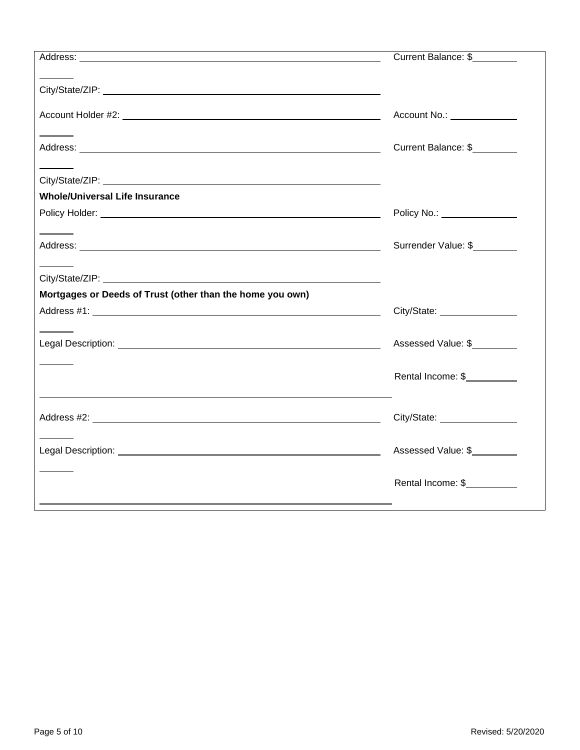Address: ______________________________________________ Current Balance: $________

City/State/ZIP: ______________________________________________

Account Holder #2: ______________________________________________ Account No.: ____________

Address: ______________________________________________ Current Balance: $________

City/State/ZIP: ______________________________________________

**Whole/Universal Life Insurance**

Policy Holder: ______________________________________________ Policy No.: ______________

Address: ______________________________________________ Surrender Value: $________

City/State/ZIP: ______________________________________________

**Mortgages or Deeds of Trust (other than the home you own)**

Address #1: ______________________________________________ City/State: ______________

Legal Description: ______________________________________________ Assessed Value: $________

Rental Income: $_________

______________________________________________

Address #2: ______________________________________________ City/State: ______________

Legal Description: ______________________________________________ Assessed Value: $________

Rental Income: $_________

______________________________________________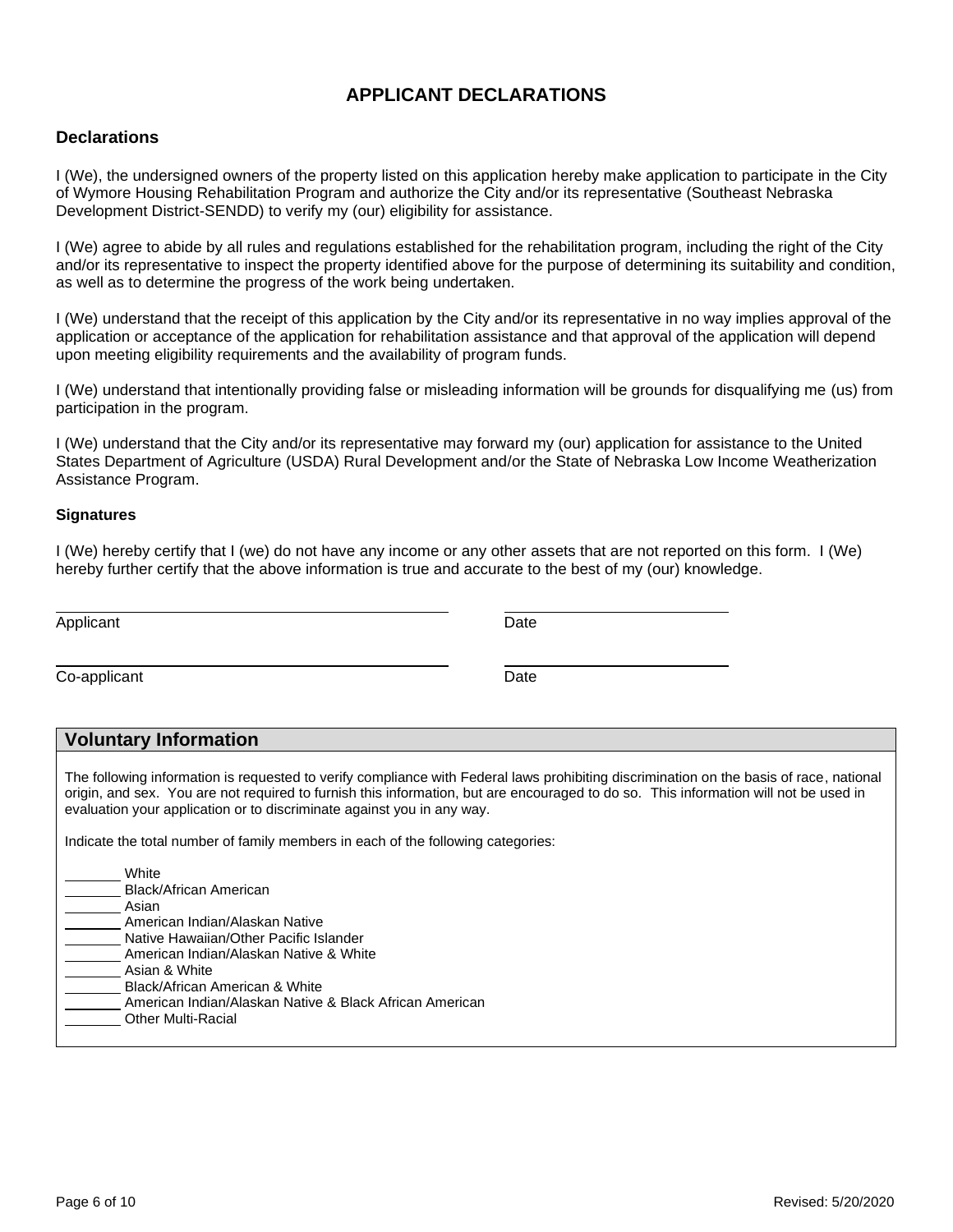# APPLICANT DECLARATIONS

## Declarations

I (We), the undersigned owners of the property listed on this application hereby make application to participate in the City of Wymore Housing Rehabilitation Program and authorize the City and/or its representative (Southeast Nebraska Development District-SENDD) to verify my (our) eligibility for assistance.

I (We) agree to abide by all rules and regulations established for the rehabilitation program, including the right of the City and/or its representative to inspect the property identified above for the purpose of determining its suitability and condition, as well as to determine the progress of the work being undertaken.

I (We) understand that the receipt of this application by the City and/or its representative in no way implies approval of the application or acceptance of the application for rehabilitation assistance and that approval of the application will depend upon meeting eligibility requirements and the availability of program funds.

I (We) understand that intentionally providing false or misleading information will be grounds for disqualifying me (us) from participation in the program.

I (We) understand that the City and/or its representative may forward my (our) application for assistance to the United States Department of Agriculture (USDA) Rural Development and/or the State of Nebraska Low Income Weatherization Assistance Program.

### Signatures

I (We) hereby certify that I (we) do not have any income or any other assets that are not reported on this form. I (We) hereby further certify that the above information is true and accurate to the best of my (our) knowledge.

______________________________________ ______________________
Applicant Date

______________________________________ ______________________
Co-applicant Date

## Voluntary Information

The following information is requested to verify compliance with Federal laws prohibiting discrimination on the basis of race, national origin, and sex. You are not required to furnish this information, but are encouraged to do so. This information will not be used in evaluation your application or to discriminate against you in any way.

Indicate the total number of family members in each of the following categories:

_______ White
_______ Black/African American
_______ Asian
_______ American Indian/Alaskan Native
_______ Native Hawaiian/Other Pacific Islander
_______ American Indian/Alaskan Native & White
_______ Asian & White
_______ Black/African American & White
_______ American Indian/Alaskan Native & Black African American
_______ Other Multi-Racial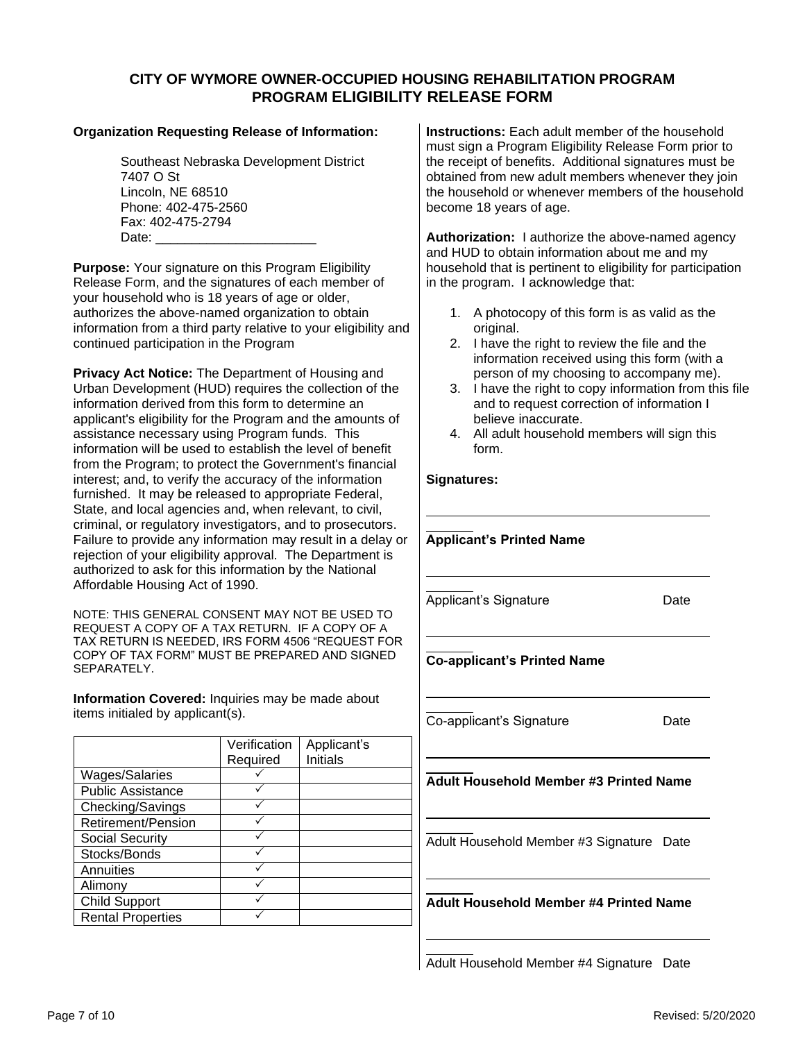# CITY OF WYMORE OWNER-OCCUPIED HOUSING REHABILITATION PROGRAM
## PROGRAM ELIGIBILITY RELEASE FORM

**Organization Requesting Release of Information:**

Southeast Nebraska Development District
7407 O St
Lincoln, NE 68510
Phone: 402-475-2560
Fax: 402-475-2794
Date: ______________________

**Purpose:** Your signature on this Program Eligibility Release Form, and the signatures of each member of your household who is 18 years of age or older, authorizes the above-named organization to obtain information from a third party relative to your eligibility and continued participation in the Program

**Privacy Act Notice:** The Department of Housing and Urban Development (HUD) requires the collection of the information derived from this form to determine an applicant's eligibility for the Program and the amounts of assistance necessary using Program funds. This information will be used to establish the level of benefit from the Program; to protect the Government's financial interest; and, to verify the accuracy of the information furnished. It may be released to appropriate Federal, State, and local agencies and, when relevant, to civil, criminal, or regulatory investigators, and to prosecutors. Failure to provide any information may result in a delay or rejection of your eligibility approval. The Department is authorized to ask for this information by the National Affordable Housing Act of 1990.

NOTE: THIS GENERAL CONSENT MAY NOT BE USED TO REQUEST A COPY OF A TAX RETURN. IF A COPY OF A TAX RETURN IS NEEDED, IRS FORM 4506 "REQUEST FOR COPY OF TAX FORM" MUST BE PREPARED AND SIGNED SEPARATELY.

**Information Covered:** Inquiries may be made about items initialed by applicant(s).

| | Verification Required | Applicant's Initials |
|---|---|---|
| Wages/Salaries | ✓ | |
| Public Assistance | ✓ | |
| Checking/Savings | ✓ | |
| Retirement/Pension | ✓ | |
| Social Security | ✓ | |
| Stocks/Bonds | ✓ | |
| Annuities | ✓ | |
| Alimony | ✓ | |
| Child Support | ✓ | |
| Rental Properties | ✓ | |

**Instructions:** Each adult member of the household must sign a Program Eligibility Release Form prior to the receipt of benefits. Additional signatures must be obtained from new adult members whenever they join the household or whenever members of the household become 18 years of age.

**Authorization:** I authorize the above-named agency and HUD to obtain information about me and my household that is pertinent to eligibility for participation in the program. I acknowledge that:

1. A photocopy of this form is as valid as the original.
2. I have the right to review the file and the information received using this form (with a person of my choosing to accompany me).
3. I have the right to copy information from this file and to request correction of information I believe inaccurate.
4. All adult household members will sign this form.

**Signatures:**

______________________________________

**Applicant's Printed Name**

______________________________________

Applicant's Signature Date

______________________________________

**Co-applicant's Printed Name**

______________________________________

Co-applicant's Signature Date

______________________________________

**Adult Household Member #3 Printed Name**

______________________________________

Adult Household Member #3 Signature Date

______________________________________

**Adult Household Member #4 Printed Name**

______________________________________

Adult Household Member #4 Signature Date

Revised: 5/20/2020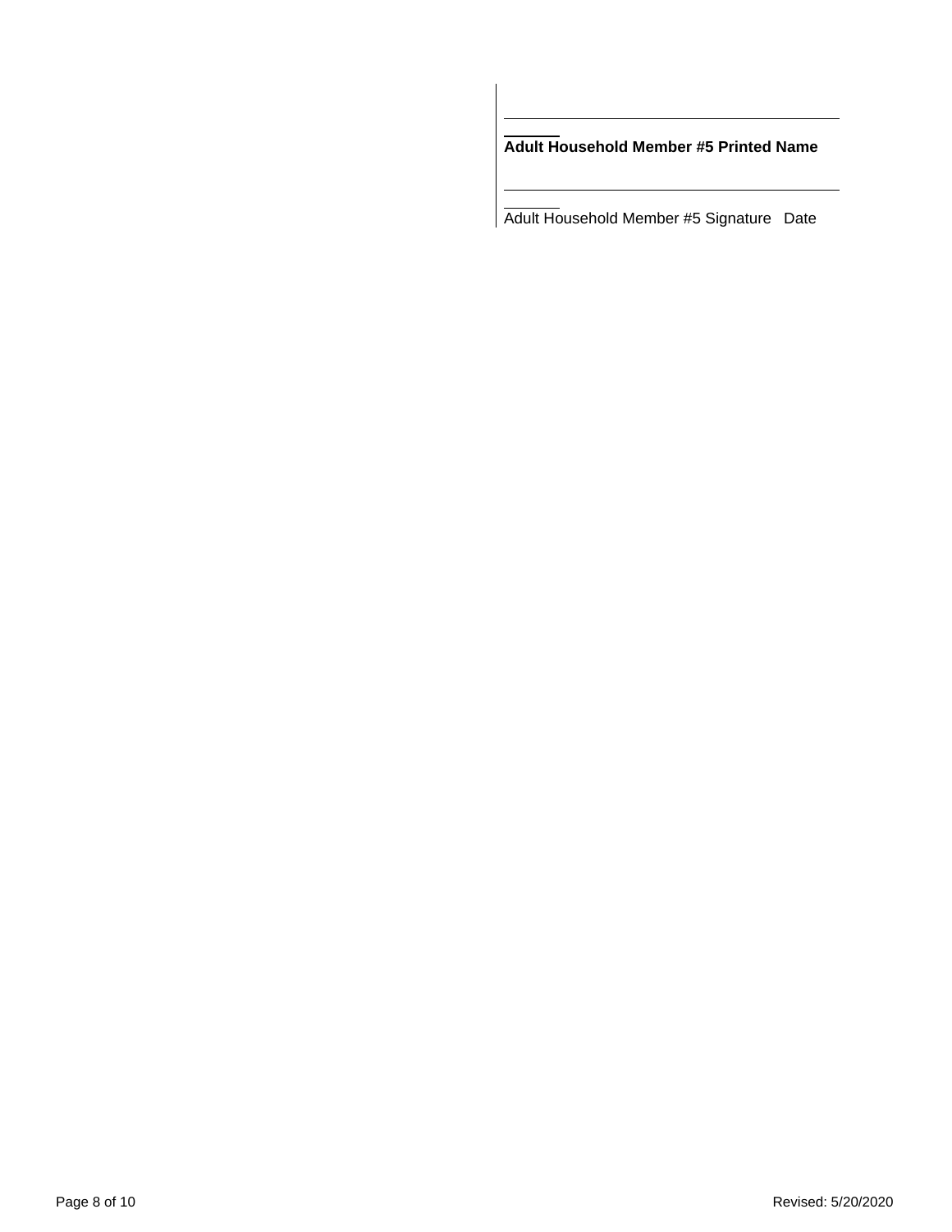______________________________________

**Adult Household Member #5 Printed Name**

______________________________________

Adult Household Member #5 Signature   Date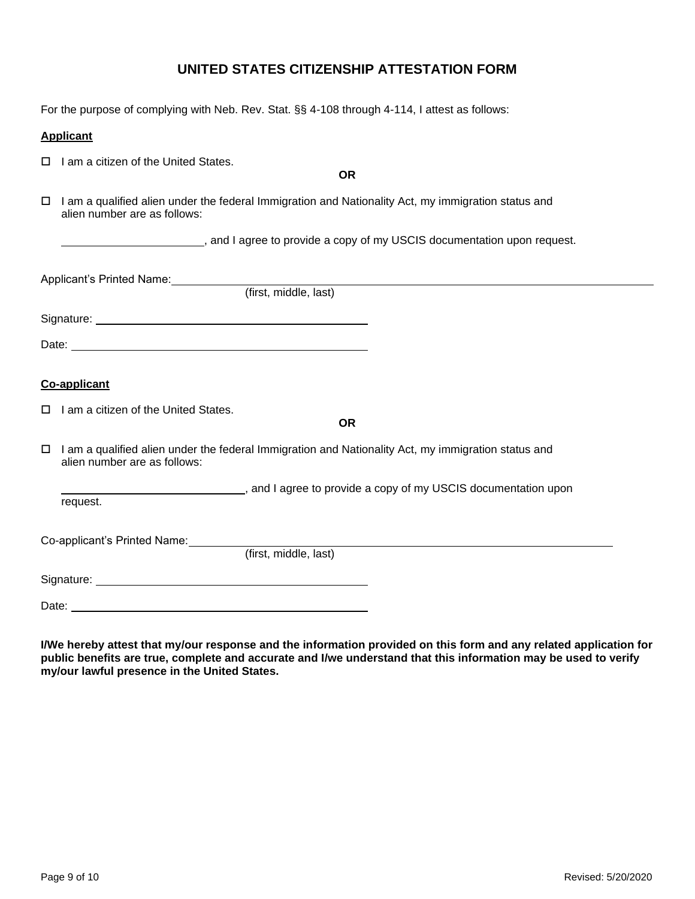# UNITED STATES CITIZENSHIP ATTESTATION FORM

For the purpose of complying with Neb. Rev. Stat. §§ 4-108 through 4-114, I attest as follows:

**Applicant**

☐ I am a citizen of the United States.

**OR**

☐ I am a qualified alien under the federal Immigration and Nationality Act, my immigration status and alien number are as follows:

\_\_\_\_\_\_\_\_\_\_\_\_\_\_\_\_\_\_\_\_\_\_\_\_, and I agree to provide a copy of my USCIS documentation upon request.

Applicant's Printed Name: \_\_\_\_\_\_\_\_\_\_\_\_\_\_\_\_\_\_\_\_\_\_\_\_\_\_\_\_\_\_\_\_\_\_\_\_\_\_\_\_\_\_\_\_
(first, middle, last)

Signature: \_\_\_\_\_\_\_\_\_\_\_\_\_\_\_\_\_\_\_\_\_\_\_\_\_\_\_\_\_\_\_\_\_\_\_\_\_\_\_\_

Date: \_\_\_\_\_\_\_\_\_\_\_\_\_\_\_\_\_\_\_\_\_\_\_\_\_\_\_\_\_\_\_\_\_\_\_\_\_\_\_\_

**Co-applicant**

☐ I am a citizen of the United States.

**OR**

☐ I am a qualified alien under the federal Immigration and Nationality Act, my immigration status and alien number are as follows:

\_\_\_\_\_\_\_\_\_\_\_\_\_\_\_\_\_\_\_\_\_\_\_\_\_\_\_\_\_\_, and I agree to provide a copy of my USCIS documentation upon request.

Co-applicant's Printed Name: \_\_\_\_\_\_\_\_\_\_\_\_\_\_\_\_\_\_\_\_\_\_\_\_\_\_\_\_\_\_\_\_\_\_\_\_\_\_\_\_\_\_\_\_
(first, middle, last)

Signature: \_\_\_\_\_\_\_\_\_\_\_\_\_\_\_\_\_\_\_\_\_\_\_\_\_\_\_\_\_\_\_\_\_\_\_\_\_\_\_\_

Date: \_\_\_\_\_\_\_\_\_\_\_\_\_\_\_\_\_\_\_\_\_\_\_\_\_\_\_\_\_\_\_\_\_\_\_\_\_\_\_\_

**I/We hereby attest that my/our response and the information provided on this form and any related application for public benefits are true, complete and accurate and I/we understand that this information may be used to verify my/our lawful presence in the United States.**

Revised: 5/20/2020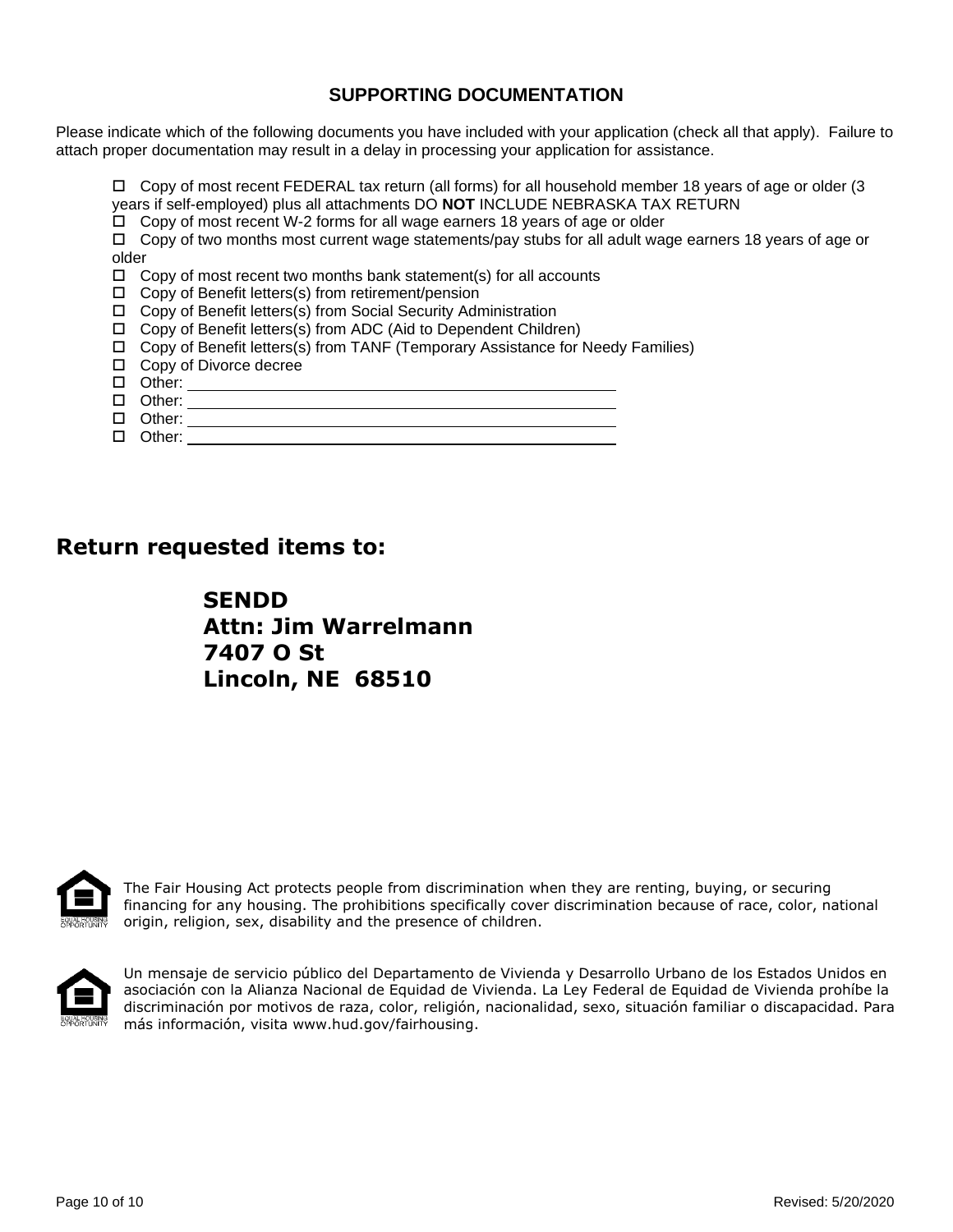## SUPPORTING DOCUMENTATION

Please indicate which of the following documents you have included with your application (check all that apply). Failure to attach proper documentation may result in a delay in processing your application for assistance.

- ☐ Copy of most recent FEDERAL tax return (all forms) for all household member 18 years of age or older (3 years if self-employed) plus all attachments DO **NOT** INCLUDE NEBRASKA TAX RETURN
- ☐ Copy of most recent W-2 forms for all wage earners 18 years of age or older
- ☐ Copy of two months most current wage statements/pay stubs for all adult wage earners 18 years of age or older
- ☐ Copy of most recent two months bank statement(s) for all accounts
- ☐ Copy of Benefit letters(s) from retirement/pension
- ☐ Copy of Benefit letters(s) from Social Security Administration
- ☐ Copy of Benefit letters(s) from ADC (Aid to Dependent Children)
- ☐ Copy of Benefit letters(s) from TANF (Temporary Assistance for Needy Families)
- ☐ Copy of Divorce decree
- ☐ Other: ______________________________
- ☐ Other: ______________________________
- ☐ Other: ______________________________
- ☐ Other: ______________________________

## Return requested items to:

**SENDD**
**Attn: Jim Warrelmann**
**7407 O St**
**Lincoln, NE 68510**

The Fair Housing Act protects people from discrimination when they are renting, buying, or securing financing for any housing. The prohibitions specifically cover discrimination because of race, color, national origin, religion, sex, disability and the presence of children.

Un mensaje de servicio público del Departamento de Vivienda y Desarrollo Urbano de los Estados Unidos en asociación con la Alianza Nacional de Equidad de Vivienda. La Ley Federal de Equidad de Vivienda prohíbe la discriminación por motivos de raza, color, religión, nacionalidad, sexo, situación familiar o discapacidad. Para más información, visita www.hud.gov/fairhousing.

Revised: 5/20/2020